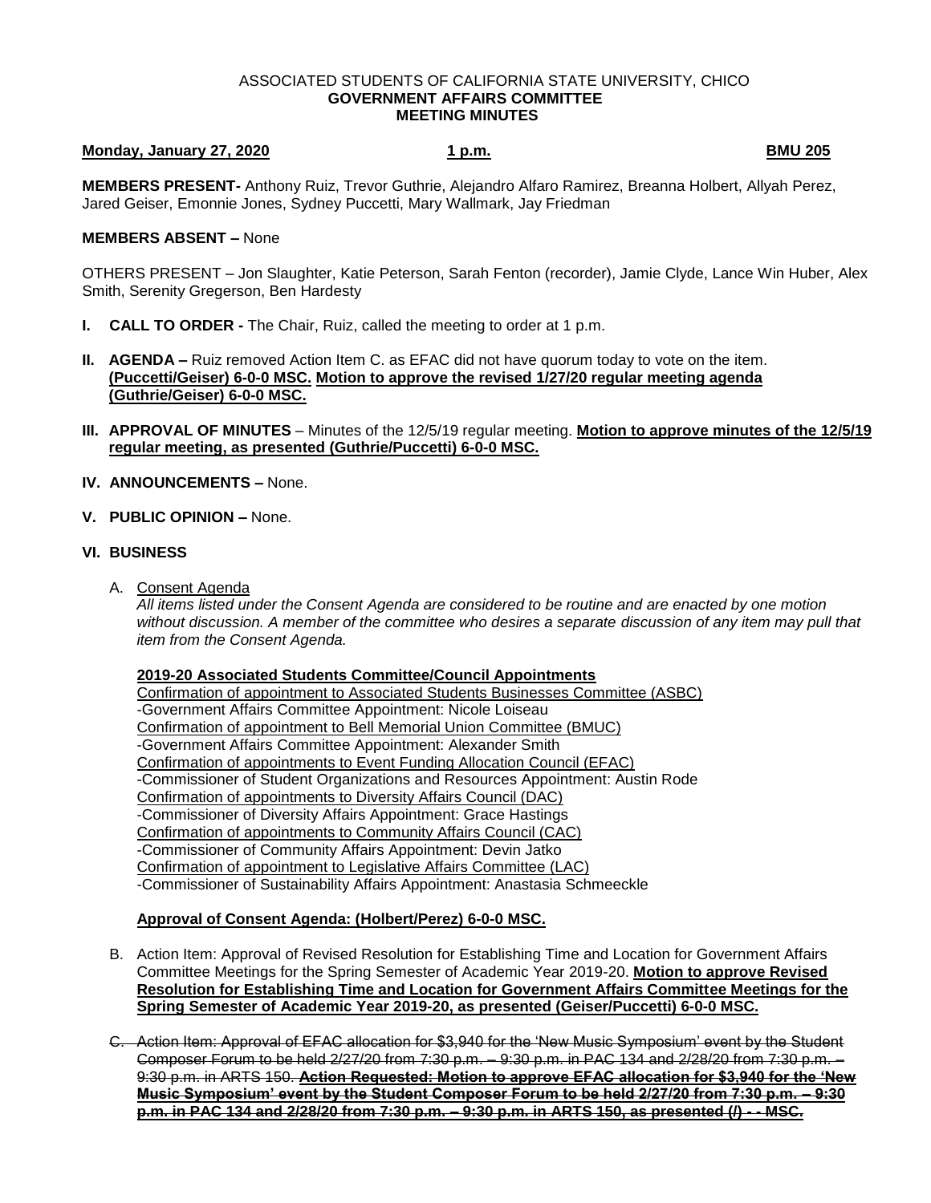ASSOCIATED STUDENTS OF CALIFORNIA STATE UNIVERSITY, CHICO
**GOVERNMENT AFFAIRS COMMITTEE**
**MEETING MINUTES**

**Monday, January 27, 2020** **1 p.m.** **BMU 205**

**MEMBERS PRESENT-** Anthony Ruiz, Trevor Guthrie, Alejandro Alfaro Ramirez, Breanna Holbert, Allyah Perez, Jared Geiser, Emonnie Jones, Sydney Puccetti, Mary Wallmark, Jay Friedman

**MEMBERS ABSENT –** None

OTHERS PRESENT – Jon Slaughter, Katie Peterson, Sarah Fenton (recorder), Jamie Clyde, Lance Win Huber, Alex Smith, Serenity Gregerson, Ben Hardesty

**I. CALL TO ORDER -** The Chair, Ruiz, called the meeting to order at 1 p.m.

**II. AGENDA –** Ruiz removed Action Item C. as EFAC did not have quorum today to vote on the item. **(Puccetti/Geiser) 6-0-0 MSC. Motion to approve the revised 1/27/20 regular meeting agenda (Guthrie/Geiser) 6-0-0 MSC.**

**III. APPROVAL OF MINUTES** – Minutes of the 12/5/19 regular meeting. **Motion to approve minutes of the 12/5/19 regular meeting, as presented (Guthrie/Puccetti) 6-0-0 MSC.**

**IV. ANNOUNCEMENTS –** None.

**V. PUBLIC OPINION –** None.

**VI. BUSINESS**

A. Consent Agenda

*All items listed under the Consent Agenda are considered to be routine and are enacted by one motion without discussion. A member of the committee who desires a separate discussion of any item may pull that item from the Consent Agenda.*

**2019-20 Associated Students Committee/Council Appointments**

Confirmation of appointment to Associated Students Businesses Committee (ASBC)
-Government Affairs Committee Appointment: Nicole Loiseau
Confirmation of appointment to Bell Memorial Union Committee (BMUC)
-Government Affairs Committee Appointment: Alexander Smith
Confirmation of appointments to Event Funding Allocation Council (EFAC)
-Commissioner of Student Organizations and Resources Appointment: Austin Rode
Confirmation of appointments to Diversity Affairs Council (DAC)
-Commissioner of Diversity Affairs Appointment: Grace Hastings
Confirmation of appointments to Community Affairs Council (CAC)
-Commissioner of Community Affairs Appointment: Devin Jatko
Confirmation of appointment to Legislative Affairs Committee (LAC)
-Commissioner of Sustainability Affairs Appointment: Anastasia Schmeeckle

**Approval of Consent Agenda: (Holbert/Perez) 6-0-0 MSC.**

B. Action Item: Approval of Revised Resolution for Establishing Time and Location for Government Affairs Committee Meetings for the Spring Semester of Academic Year 2019-20. **Motion to approve Revised Resolution for Establishing Time and Location for Government Affairs Committee Meetings for the Spring Semester of Academic Year 2019-20, as presented (Geiser/Puccetti) 6-0-0 MSC.**

~~C. Action Item: Approval of EFAC allocation for $3,940 for the 'New Music Symposium' event by the Student Composer Forum to be held 2/27/20 from 7:30 p.m. – 9:30 p.m. in PAC 134 and 2/28/20 from 7:30 p.m. – 9:30 p.m. in ARTS 150. **Action Requested: Motion to approve EFAC allocation for $3,940 for the 'New Music Symposium' event by the Student Composer Forum to be held 2/27/20 from 7:30 p.m. – 9:30 p.m. in PAC 134 and 2/28/20 from 7:30 p.m. – 9:30 p.m. in ARTS 150, as presented (/) - - MSC.**~~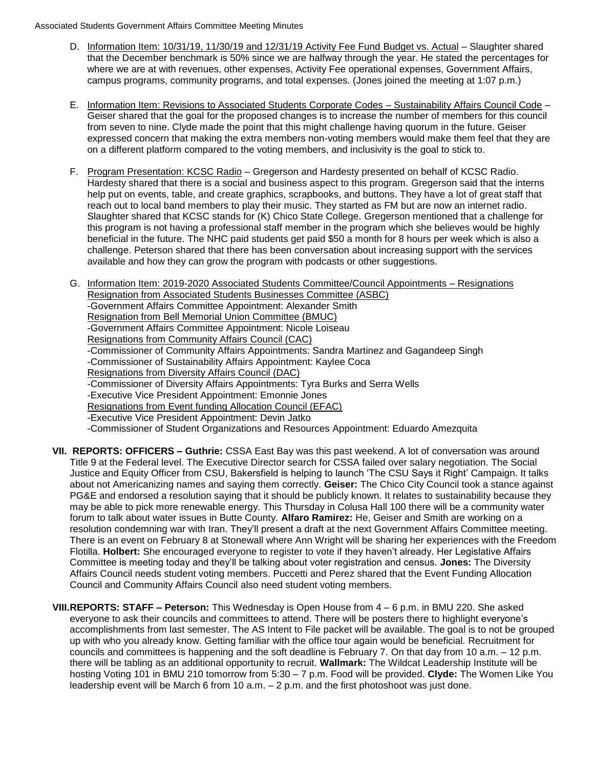D. Information Item: 10/31/19, 11/30/19 and 12/31/19 Activity Fee Fund Budget vs. Actual – Slaughter shared that the December benchmark is 50% since we are halfway through the year. He stated the percentages for where we are at with revenues, other expenses, Activity Fee operational expenses, Government Affairs, campus programs, community programs, and total expenses. (Jones joined the meeting at 1:07 p.m.)

E. Information Item: Revisions to Associated Students Corporate Codes – Sustainability Affairs Council Code – Geiser shared that the goal for the proposed changes is to increase the number of members for this council from seven to nine. Clyde made the point that this might challenge having quorum in the future. Geiser expressed concern that making the extra members non-voting members would make them feel that they are on a different platform compared to the voting members, and inclusivity is the goal to stick to.

F. Program Presentation: KCSC Radio – Gregerson and Hardesty presented on behalf of KCSC Radio. Hardesty shared that there is a social and business aspect to this program. Gregerson said that the interns help put on events, table, and create graphics, scrapbooks, and buttons. They have a lot of great staff that reach out to local band members to play their music. They started as FM but are now an internet radio. Slaughter shared that KCSC stands for (K) Chico State College. Gregerson mentioned that a challenge for this program is not having a professional staff member in the program which she believes would be highly beneficial in the future. The NHC paid students get paid $50 a month for 8 hours per week which is also a challenge. Peterson shared that there has been conversation about increasing support with the services available and how they can grow the program with podcasts or other suggestions.

G. Information Item: 2019-2020 Associated Students Committee/Council Appointments – Resignations
Resignation from Associated Students Businesses Committee (ASBC)
-Government Affairs Committee Appointment: Alexander Smith
Resignation from Bell Memorial Union Committee (BMUC)
-Government Affairs Committee Appointment: Nicole Loiseau
Resignations from Community Affairs Council (CAC)
-Commissioner of Community Affairs Appointments: Sandra Martinez and Gagandeep Singh
-Commissioner of Sustainability Affairs Appointment: Kaylee Coca
Resignations from Diversity Affairs Council (DAC)
-Commissioner of Diversity Affairs Appointments: Tyra Burks and Serra Wells
-Executive Vice President Appointment: Emonnie Jones
Resignations from Event funding Allocation Council (EFAC)
-Executive Vice President Appointment: Devin Jatko
-Commissioner of Student Organizations and Resources Appointment: Eduardo Amezquita

**VII. REPORTS: OFFICERS – Guthrie:** CSSA East Bay was this past weekend. A lot of conversation was around Title 9 at the Federal level. The Executive Director search for CSSA failed over salary negotiation. The Social Justice and Equity Officer from CSU, Bakersfield is helping to launch 'The CSU Says it Right' Campaign. It talks about not Americanizing names and saying them correctly. **Geiser:** The Chico City Council took a stance against PG&E and endorsed a resolution saying that it should be publicly known. It relates to sustainability because they may be able to pick more renewable energy. This Thursday in Colusa Hall 100 there will be a community water forum to talk about water issues in Butte County. **Alfaro Ramirez:** He, Geiser and Smith are working on a resolution condemning war with Iran. They'll present a draft at the next Government Affairs Committee meeting. There is an event on February 8 at Stonewall where Ann Wright will be sharing her experiences with the Freedom Flotilla. **Holbert:** She encouraged everyone to register to vote if they haven't already. Her Legislative Affairs Committee is meeting today and they'll be talking about voter registration and census. **Jones:** The Diversity Affairs Council needs student voting members. Puccetti and Perez shared that the Event Funding Allocation Council and Community Affairs Council also need student voting members.

**VIII. REPORTS: STAFF – Peterson:** This Wednesday is Open House from 4 – 6 p.m. in BMU 220. She asked everyone to ask their councils and committees to attend. There will be posters there to highlight everyone's accomplishments from last semester. The AS Intent to File packet will be available. The goal is to not be grouped up with who you already know. Getting familiar with the office tour again would be beneficial. Recruitment for councils and committees is happening and the soft deadline is February 7. On that day from 10 a.m. – 12 p.m. there will be tabling as an additional opportunity to recruit. **Wallmark:** The Wildcat Leadership Institute will be hosting Voting 101 in BMU 210 tomorrow from 5:30 – 7 p.m. Food will be provided. **Clyde:** The Women Like You leadership event will be March 6 from 10 a.m. – 2 p.m. and the first photoshoot was just done.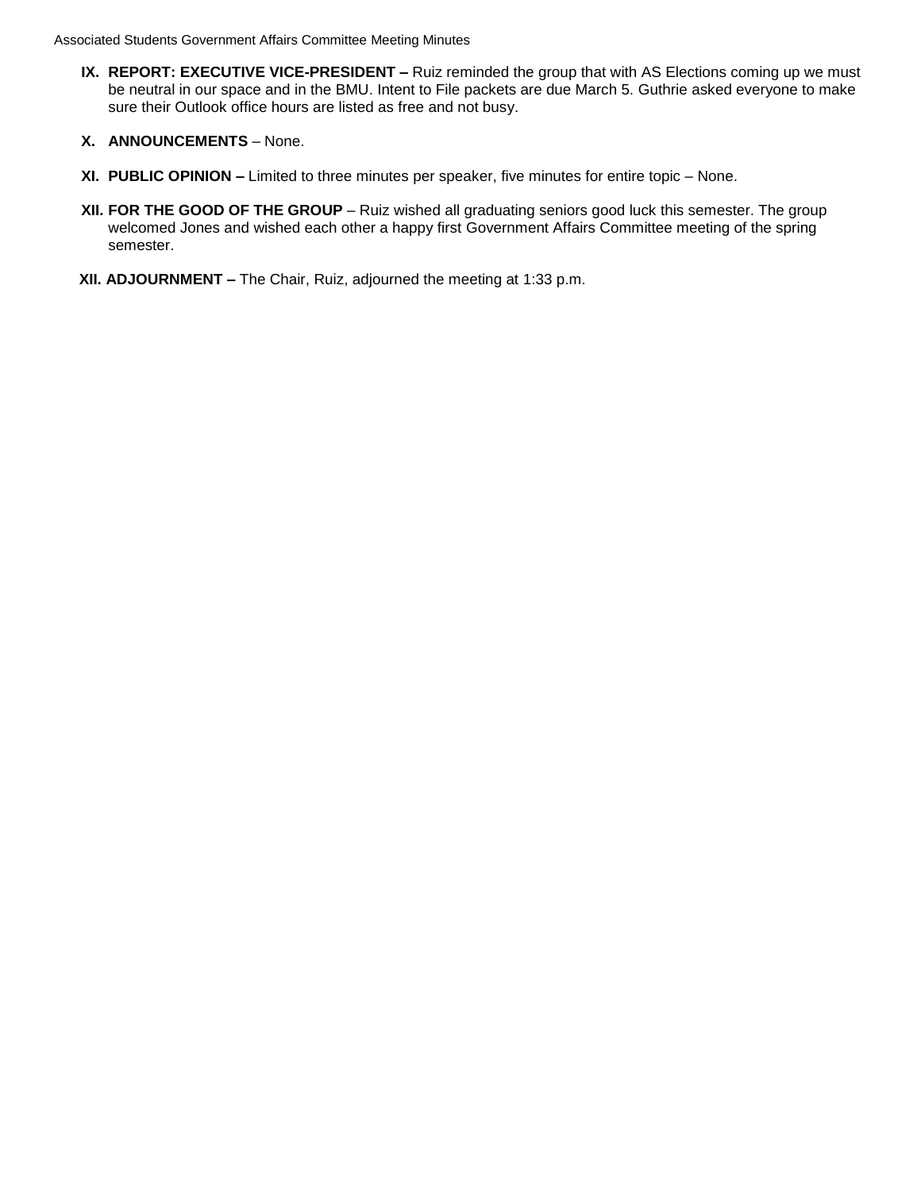**IX. REPORT: EXECUTIVE VICE-PRESIDENT –** Ruiz reminded the group that with AS Elections coming up we must be neutral in our space and in the BMU. Intent to File packets are due March 5. Guthrie asked everyone to make sure their Outlook office hours are listed as free and not busy.

**X. ANNOUNCEMENTS** – None.

**XI. PUBLIC OPINION –** Limited to three minutes per speaker, five minutes for entire topic – None.

**XII. FOR THE GOOD OF THE GROUP** – Ruiz wished all graduating seniors good luck this semester. The group welcomed Jones and wished each other a happy first Government Affairs Committee meeting of the spring semester.

**XII. ADJOURNMENT –** The Chair, Ruiz, adjourned the meeting at 1:33 p.m.